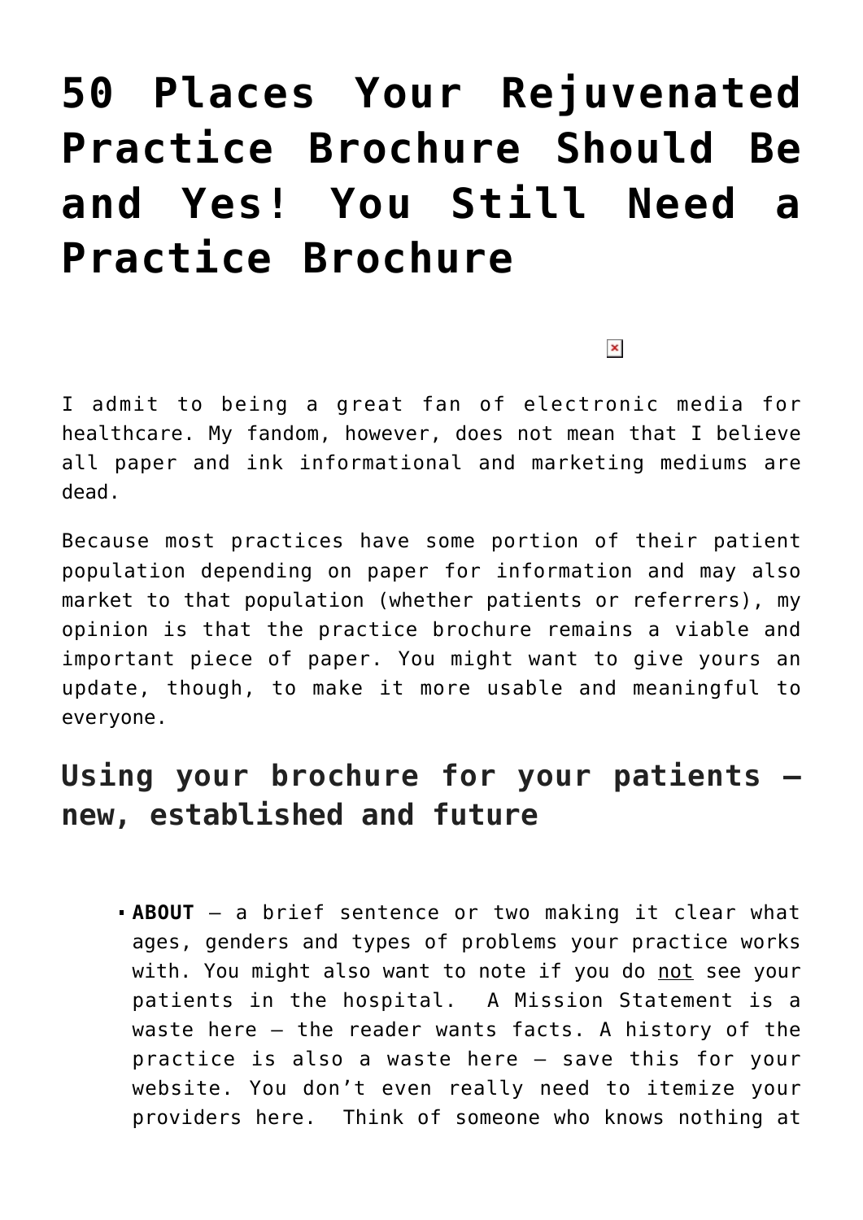# 50 Places Your Rejuvenated Practice Brochure Should Be and Yes! You Still Need a Practice Brochure

I admit to being a great fan of electronic media for healthcare. My fandom, however, does not mean that I believe all paper and ink informational and marketing mediums are dead.

Because most practices have some portion of their patient population depending on paper for information and may also market to that population (whether patients or referrers), my opinion is that the practice brochure remains a viable and important piece of paper. You might want to give yours an update, though, to make it more usable and meaningful to everyone.

## Using your brochure for your patients – new, established and future

- **ABOUT** – a brief sentence or two making it clear what ages, genders and types of problems your practice works with. You might also want to note if you do not see your patients in the hospital. A Mission Statement is a waste here – the reader wants facts. A history of the practice is also a waste here – save this for your website. You don't even really need to itemize your providers here. Think of someone who knows nothing at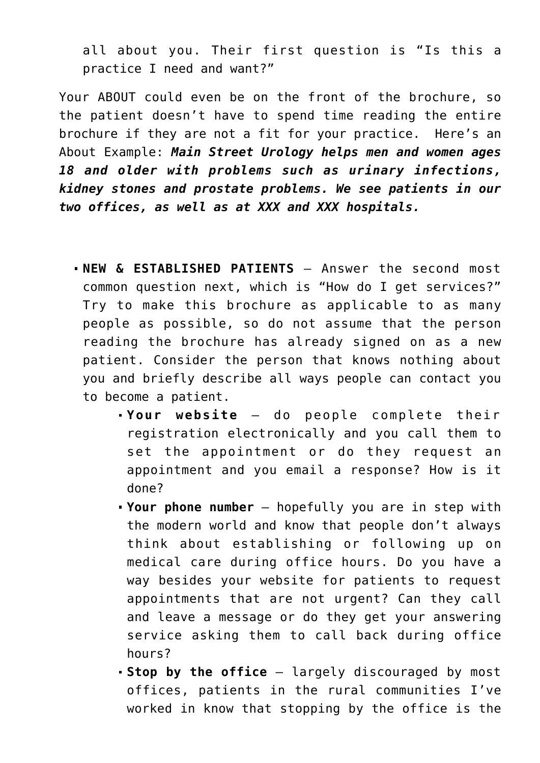all about you. Their first question is "Is this a practice I need and want?"

Your ABOUT could even be on the front of the brochure, so the patient doesn't have to spend time reading the entire brochure if they are not a fit for your practice. Here's an About Example: ***Main Street Urology helps men and women ages 18 and older with problems such as urinary infections, kidney stones and prostate problems. We see patients in our two offices, as well as at XXX and XXX hospitals.***

- **NEW & ESTABLISHED PATIENTS** – Answer the second most common question next, which is "How do I get services?" Try to make this brochure as applicable to as many people as possible, so do not assume that the person reading the brochure has already signed on as a new patient. Consider the person that knows nothing about you and briefly describe all ways people can contact you to become a patient.
  - **Your website** – do people complete their registration electronically and you call them to set the appointment or do they request an appointment and you email a response? How is it done?
  - **Your phone number** – hopefully you are in step with the modern world and know that people don't always think about establishing or following up on medical care during office hours. Do you have a way besides your website for patients to request appointments that are not urgent? Can they call and leave a message or do they get your answering service asking them to call back during office hours?
  - **Stop by the office** – largely discouraged by most offices, patients in the rural communities I've worked in know that stopping by the office is the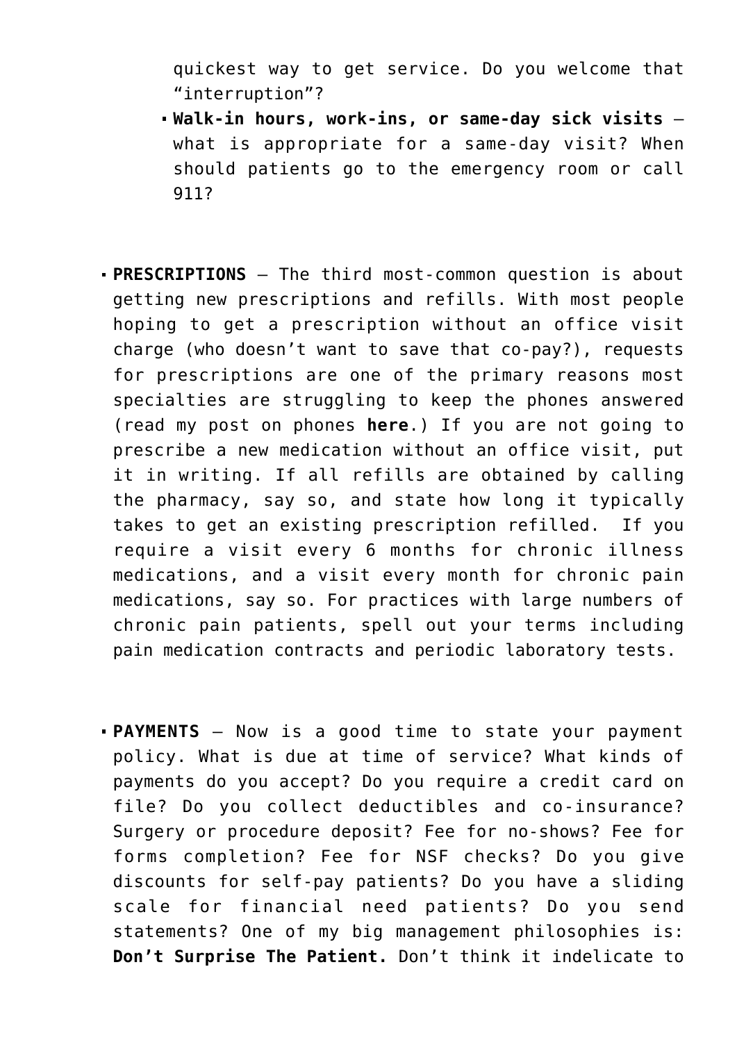quickest way to get service. Do you welcome that "interruption"?

   - **Walk-in hours, work-ins, or same-day sick visits** – what is appropriate for a same-day visit? When should patients go to the emergency room or call 911?

- **PRESCRIPTIONS** – The third most-common question is about getting new prescriptions and refills. With most people hoping to get a prescription without an office visit charge (who doesn't want to save that co-pay?), requests for prescriptions are one of the primary reasons most specialties are struggling to keep the phones answered (read my post on phones **here**.) If you are not going to prescribe a new medication without an office visit, put it in writing. If all refills are obtained by calling the pharmacy, say so, and state how long it typically takes to get an existing prescription refilled. If you require a visit every 6 months for chronic illness medications, and a visit every month for chronic pain medications, say so. For practices with large numbers of chronic pain patients, spell out your terms including pain medication contracts and periodic laboratory tests.

- **PAYMENTS** – Now is a good time to state your payment policy. What is due at time of service? What kinds of payments do you accept? Do you require a credit card on file? Do you collect deductibles and co-insurance? Surgery or procedure deposit? Fee for no-shows? Fee for forms completion? Fee for NSF checks? Do you give discounts for self-pay patients? Do you have a sliding scale for financial need patients? Do you send statements? One of my big management philosophies is: **Don't Surprise The Patient.** Don't think it indelicate to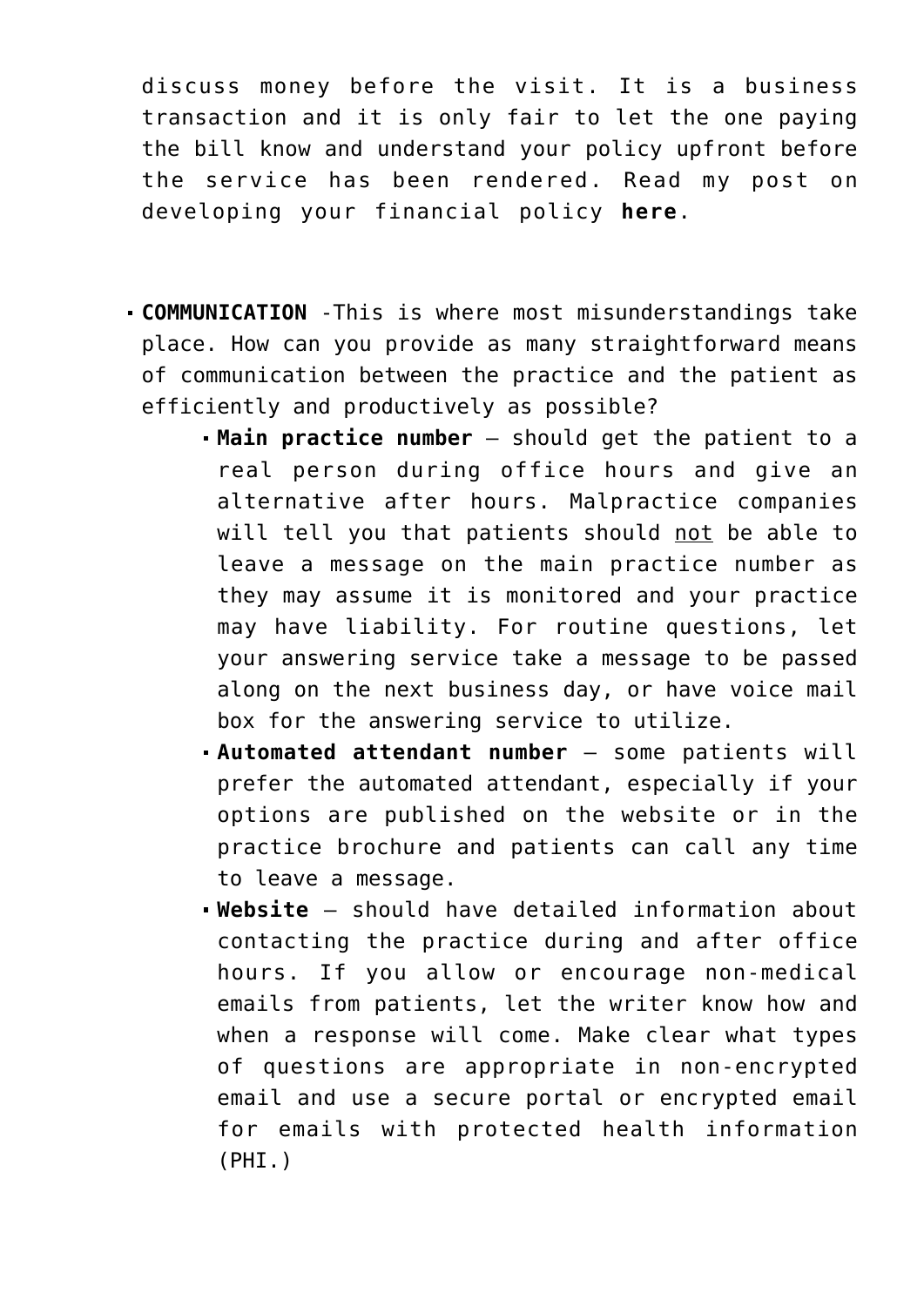discuss money before the visit. It is a business transaction and it is only fair to let the one paying the bill know and understand your policy upfront before the service has been rendered. Read my post on developing your financial policy **here**.

- **COMMUNICATION** -This is where most misunderstandings take place. How can you provide as many straightforward means of communication between the practice and the patient as efficiently and productively as possible?
  - **Main practice number** – should get the patient to a real person during office hours and give an alternative after hours. Malpractice companies will tell you that patients should <u>not</u> be able to leave a message on the main practice number as they may assume it is monitored and your practice may have liability. For routine questions, let your answering service take a message to be passed along on the next business day, or have voice mail box for the answering service to utilize.
  - **Automated attendant number** – some patients will prefer the automated attendant, especially if your options are published on the website or in the practice brochure and patients can call any time to leave a message.
  - **Website** – should have detailed information about contacting the practice during and after office hours. If you allow or encourage non-medical emails from patients, let the writer know how and when a response will come. Make clear what types of questions are appropriate in non-encrypted email and use a secure portal or encrypted email for emails with protected health information (PHI.)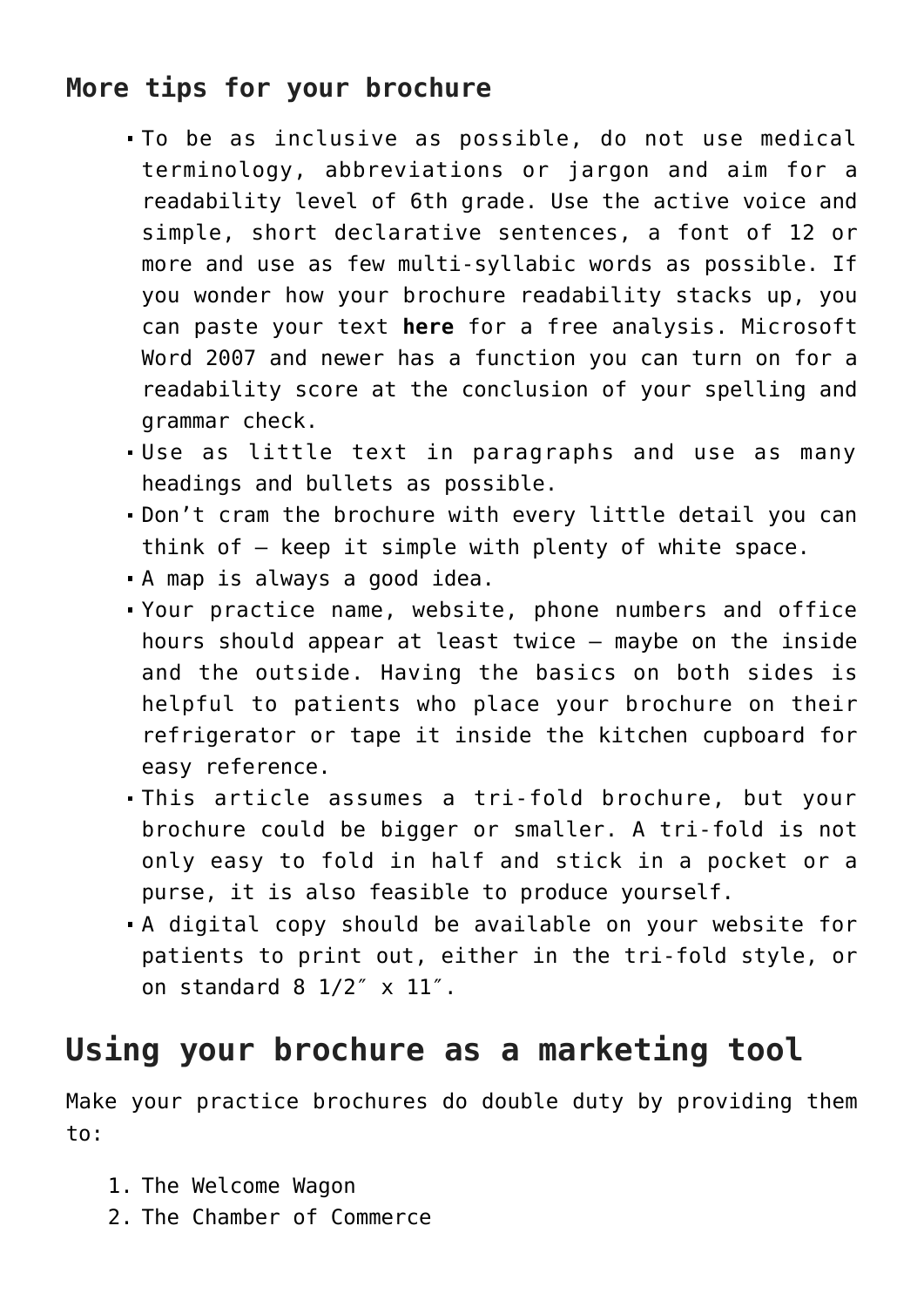### More tips for your brochure

- To be as inclusive as possible, do not use medical terminology, abbreviations or jargon and aim for a readability level of 6th grade. Use the active voice and simple, short declarative sentences, a font of 12 or more and use as few multi-syllabic words as possible. If you wonder how your brochure readability stacks up, you can paste your text **here** for a free analysis. Microsoft Word 2007 and newer has a function you can turn on for a readability score at the conclusion of your spelling and grammar check.
- Use as little text in paragraphs and use as many headings and bullets as possible.
- Don't cram the brochure with every little detail you can think of – keep it simple with plenty of white space.
- A map is always a good idea.
- Your practice name, website, phone numbers and office hours should appear at least twice – maybe on the inside and the outside. Having the basics on both sides is helpful to patients who place your brochure on their refrigerator or tape it inside the kitchen cupboard for easy reference.
- This article assumes a tri-fold brochure, but your brochure could be bigger or smaller. A tri-fold is not only easy to fold in half and stick in a pocket or a purse, it is also feasible to produce yourself.
- A digital copy should be available on your website for patients to print out, either in the tri-fold style, or on standard 8 1/2″ x 11″.

## Using your brochure as a marketing tool

Make your practice brochures do double duty by providing them to:

1. The Welcome Wagon
2. The Chamber of Commerce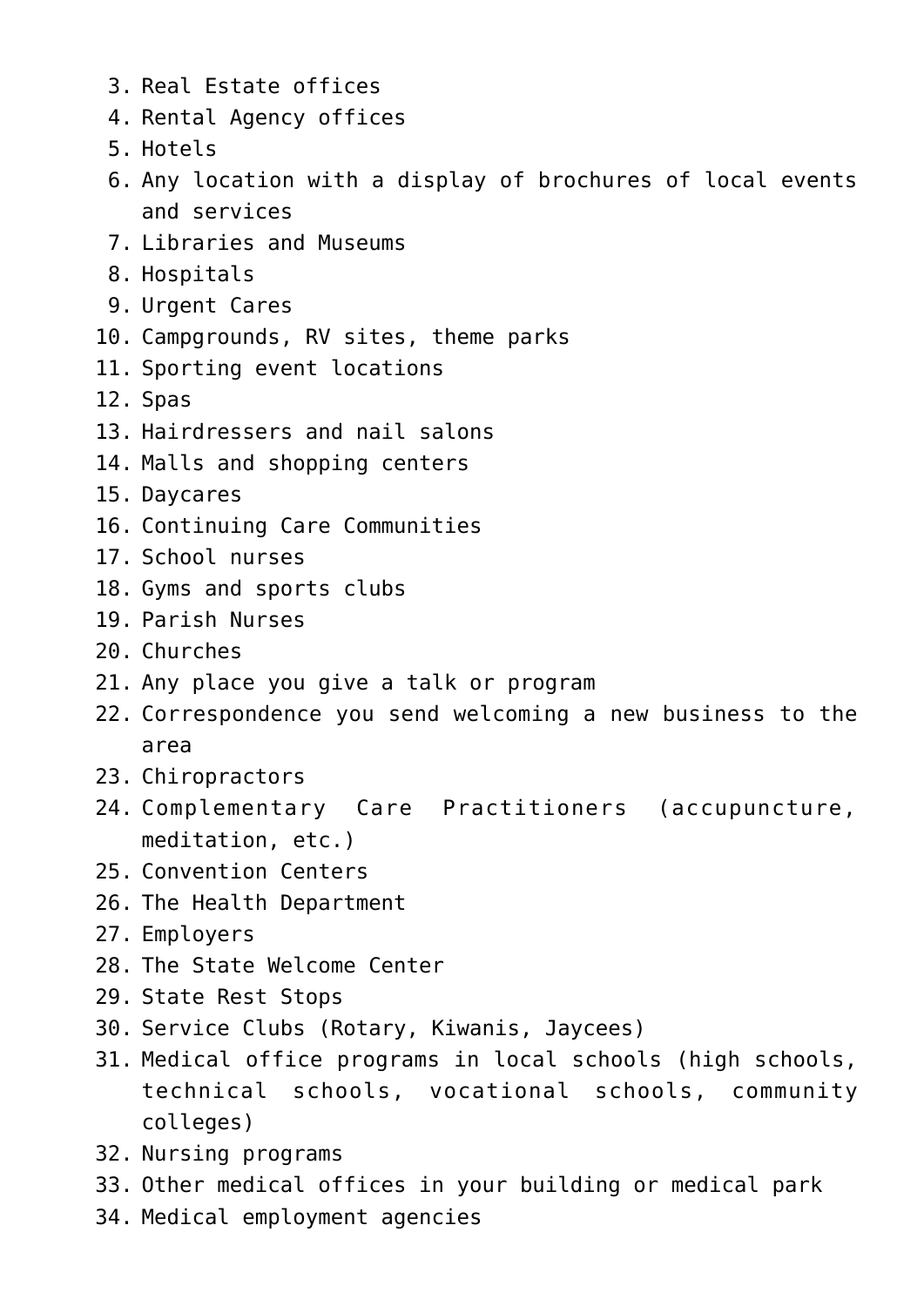3. Real Estate offices
4. Rental Agency offices
5. Hotels
6. Any location with a display of brochures of local events and services
7. Libraries and Museums
8. Hospitals
9. Urgent Cares
10. Campgrounds, RV sites, theme parks
11. Sporting event locations
12. Spas
13. Hairdressers and nail salons
14. Malls and shopping centers
15. Daycares
16. Continuing Care Communities
17. School nurses
18. Gyms and sports clubs
19. Parish Nurses
20. Churches
21. Any place you give a talk or program
22. Correspondence you send welcoming a new business to the area
23. Chiropractors
24. Complementary Care Practitioners (accupuncture, meditation, etc.)
25. Convention Centers
26. The Health Department
27. Employers
28. The State Welcome Center
29. State Rest Stops
30. Service Clubs (Rotary, Kiwanis, Jaycees)
31. Medical office programs in local schools (high schools, technical schools, vocational schools, community colleges)
32. Nursing programs
33. Other medical offices in your building or medical park
34. Medical employment agencies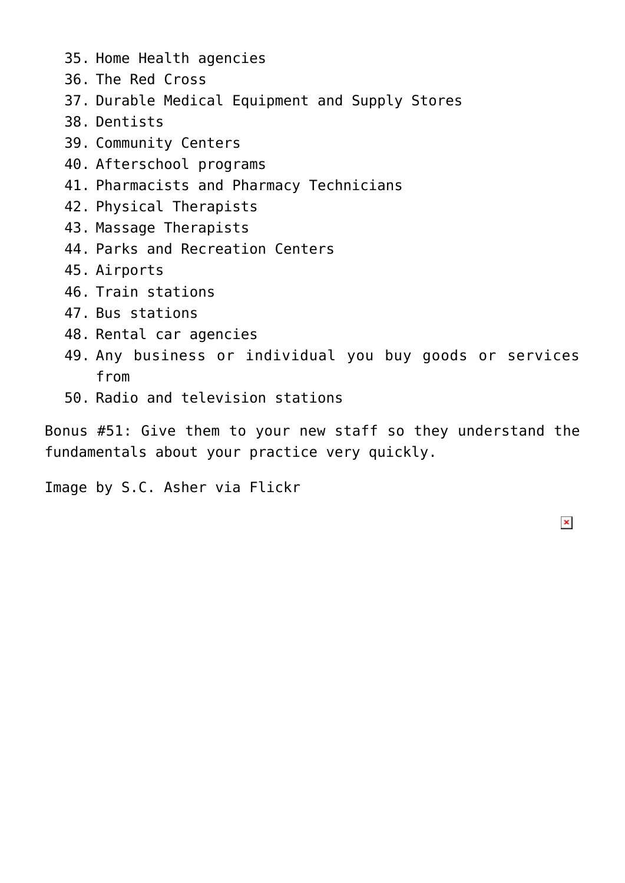35. Home Health agencies
36. The Red Cross
37. Durable Medical Equipment and Supply Stores
38. Dentists
39. Community Centers
40. Afterschool programs
41. Pharmacists and Pharmacy Technicians
42. Physical Therapists
43. Massage Therapists
44. Parks and Recreation Centers
45. Airports
46. Train stations
47. Bus stations
48. Rental car agencies
49. Any business or individual you buy goods or services from
50. Radio and television stations

Bonus #51: Give them to your new staff so they understand the fundamentals about your practice very quickly.

Image by S.C. Asher via Flickr